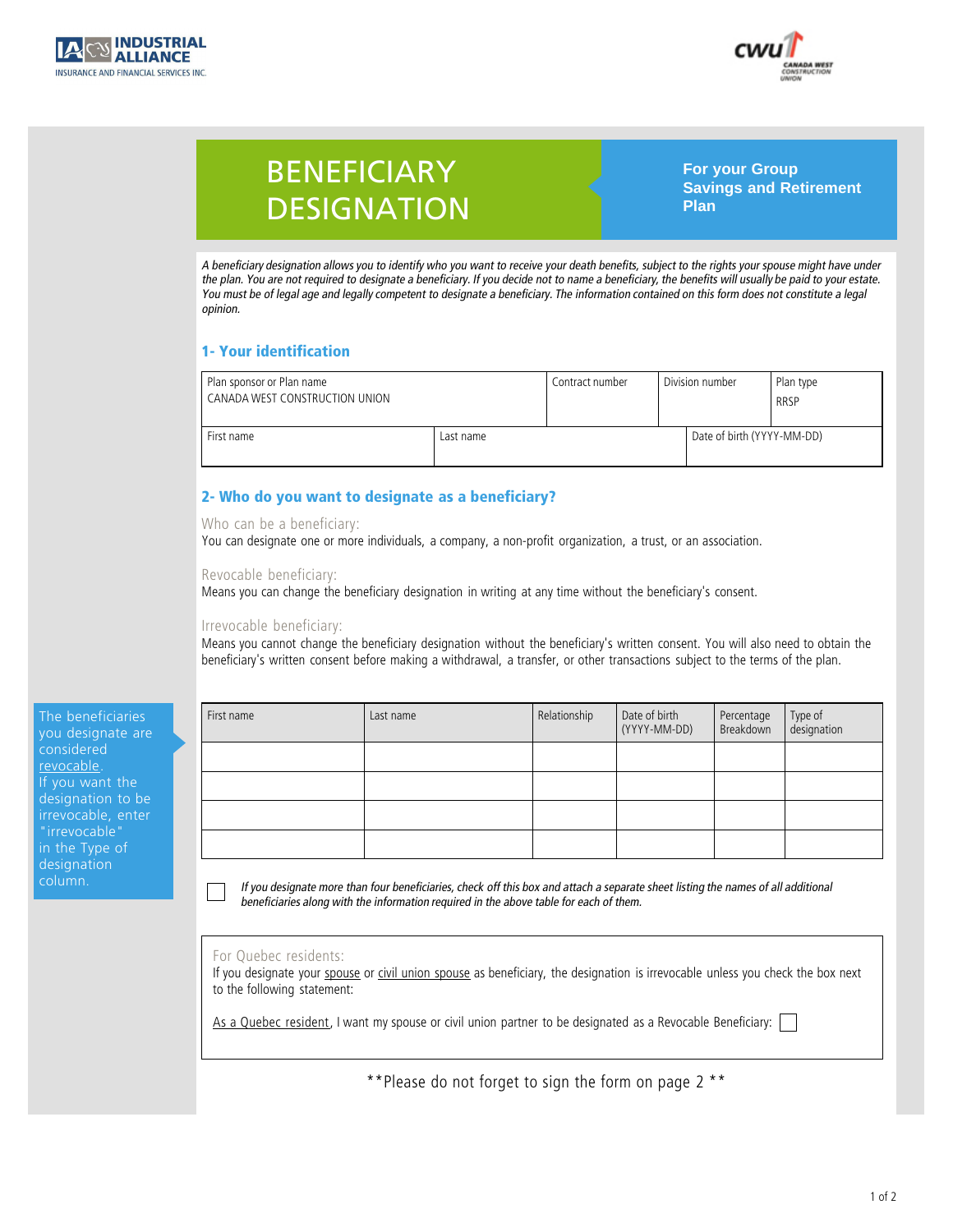INDUSTRIAL ALLIANCE
INSURANCE AND FINANCIAL SERVICES INC.

CWU CANADA WEST CONSTRUCTION UNION

# BENEFICIARY DESIGNATION

**For your Group Savings and Retirement Plan**

*A beneficiary designation allows you to identify who you want to receive your death benefits, subject to the rights your spouse might have under the plan. You are not required to designate a beneficiary. If you decide not to name a beneficiary, the benefits will usually be paid to your estate. You must be of legal age and legally competent to designate a beneficiary. The information contained on this form does not constitute a legal opinion.*

## 1- Your identification

| Plan sponsor or Plan name | Contract number | Division number | Plan type |
|---|---|---|---|
| CANADA WEST CONSTRUCTION UNION | | | RRSP |

| First name | Last name | Date of birth (YYYY-MM-DD) |
|---|---|---|
| | | |

## 2- Who do you want to designate as a beneficiary?

Who can be a beneficiary:
You can designate one or more individuals, a company, a non-profit organization, a trust, or an association.

Revocable beneficiary:
Means you can change the beneficiary designation in writing at any time without the beneficiary's consent.

Irrevocable beneficiary:
Means you cannot change the beneficiary designation without the beneficiary's written consent. You will also need to obtain the beneficiary's written consent before making a withdrawal, a transfer, or other transactions subject to the terms of the plan.

The beneficiaries you designate are considered revocable. If you want the designation to be irrevocable, enter "irrevocable" in the Type of designation column.

| First name | Last name | Relationship | Date of birth (YYYY-MM-DD) | Percentage Breakdown | Type of designation |
|---|---|---|---|---|---|
| | | | | | |
| | | | | | |
| | | | | | |
| | | | | | |

☐ *If you designate more than four beneficiaries, check off this box and attach a separate sheet listing the names of all additional beneficiaries along with the information required in the above table for each of them.*

For Quebec residents:
If you designate your spouse or civil union spouse as beneficiary, the designation is irrevocable unless you check the box next to the following statement:

As a Quebec resident, I want my spouse or civil union partner to be designated as a Revocable Beneficiary: ☐

**Please do not forget to sign the form on page 2 **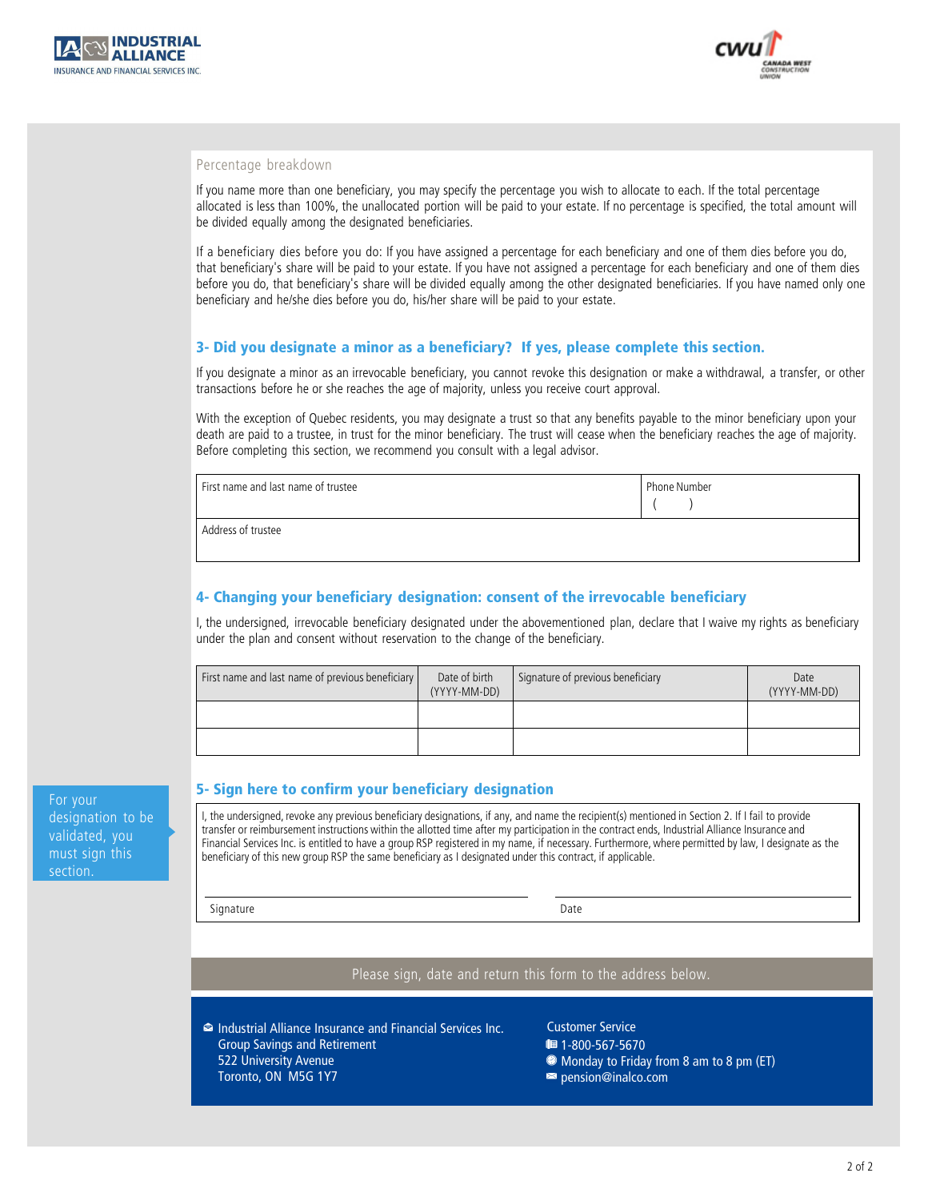INDUSTRIAL ALLIANCE
INSURANCE AND FINANCIAL SERVICES INC.

CWU CANADA WEST CONSTRUCTION UNION

Percentage breakdown

If you name more than one beneficiary, you may specify the percentage you wish to allocate to each. If the total percentage allocated is less than 100%, the unallocated portion will be paid to your estate. If no percentage is specified, the total amount will be divided equally among the designated beneficiaries.

If a beneficiary dies before you do: If you have assigned a percentage for each beneficiary and one of them dies before you do, that beneficiary's share will be paid to your estate. If you have not assigned a percentage for each beneficiary and one of them dies before you do, that beneficiary's share will be divided equally among the other designated beneficiaries. If you have named only one beneficiary and he/she dies before you do, his/her share will be paid to your estate.

## 3- Did you designate a minor as a beneficiary? If yes, please complete this section.

If you designate a minor as an irrevocable beneficiary, you cannot revoke this designation or make a withdrawal, a transfer, or other transactions before he or she reaches the age of majority, unless you receive court approval.

With the exception of Quebec residents, you may designate a trust so that any benefits payable to the minor beneficiary upon your death are paid to a trustee, in trust for the minor beneficiary. The trust will cease when the beneficiary reaches the age of majority. Before completing this section, we recommend you consult with a legal advisor.

| First name and last name of trustee | Phone Number ( ) |
|---|---|
| Address of trustee | |

## 4- Changing your beneficiary designation: consent of the irrevocable beneficiary

I, the undersigned, irrevocable beneficiary designated under the abovementioned plan, declare that I waive my rights as beneficiary under the plan and consent without reservation to the change of the beneficiary.

| First name and last name of previous beneficiary | Date of birth (YYYY-MM-DD) | Signature of previous beneficiary | Date (YYYY-MM-DD) |
|---|---|---|---|
| | | | |
| | | | |

For your designation to be validated, you must sign this section.

## 5- Sign here to confirm your beneficiary designation

I, the undersigned, revoke any previous beneficiary designations, if any, and name the recipient(s) mentioned in Section 2. If I fail to provide transfer or reimbursement instructions within the allotted time after my participation in the contract ends, Industrial Alliance Insurance and Financial Services Inc. is entitled to have a group RSP registered in my name, if necessary. Furthermore, where permitted by law, I designate as the beneficiary of this new group RSP the same beneficiary as I designated under this contract, if applicable.

Signature ______________________ Date ______________________

Please sign, date and return this form to the address below.

Industrial Alliance Insurance and Financial Services Inc.
Group Savings and Retirement
522 University Avenue
Toronto, ON M5G 1Y7

Customer Service
1-800-567-5670
Monday to Friday from 8 am to 8 pm (ET)
pension@inalco.com